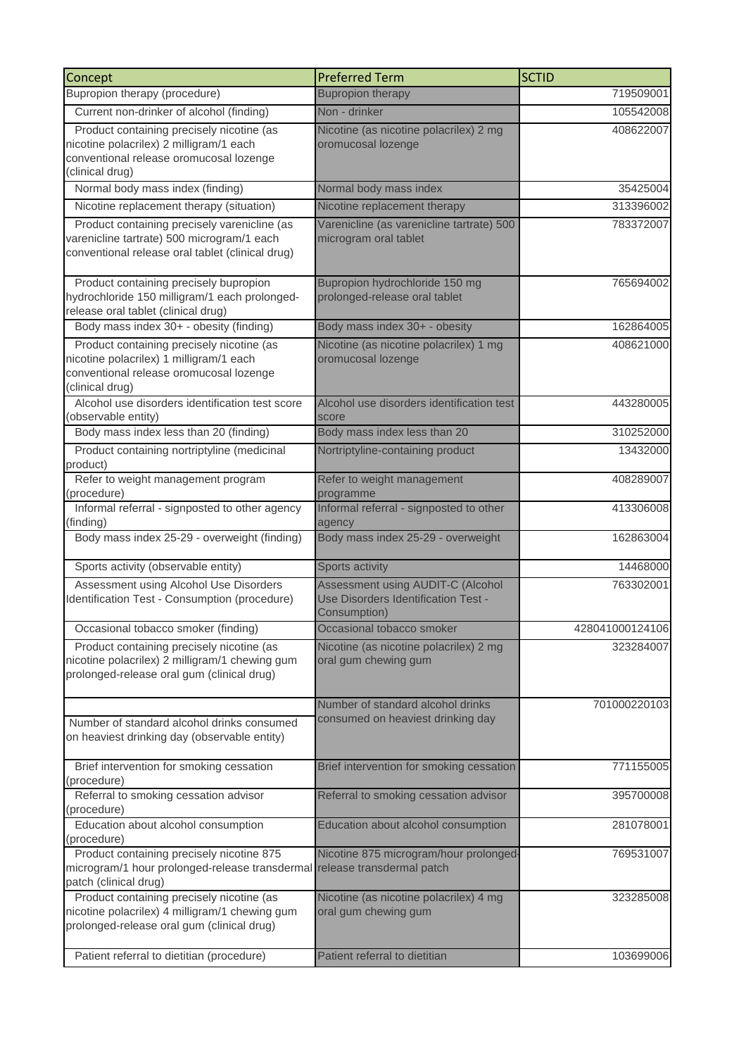| Concept | Preferred Term | SCTID |
|---|---|---|
| Bupropion therapy (procedure) | Bupropion therapy | 719509001 |
| Current non-drinker of alcohol (finding) | Non - drinker | 105542008 |
| Product containing precisely nicotine (as nicotine polacrilex) 2 milligram/1 each conventional release oromucosal lozenge (clinical drug) | Nicotine (as nicotine polacrilex) 2 mg oromucosal lozenge | 408622007 |
| Normal body mass index (finding) | Normal body mass index | 35425004 |
| Nicotine replacement therapy (situation) | Nicotine replacement therapy | 313396002 |
| Product containing precisely varenicline (as varenicline tartrate) 500 microgram/1 each conventional release oral tablet (clinical drug) | Varenicline (as varenicline tartrate) 500 microgram oral tablet | 783372007 |
| Product containing precisely bupropion hydrochloride 150 milligram/1 each prolonged-release oral tablet (clinical drug) | Bupropion hydrochloride 150 mg prolonged-release oral tablet | 765694002 |
| Body mass index 30+ - obesity (finding) | Body mass index 30+ - obesity | 162864005 |
| Product containing precisely nicotine (as nicotine polacrilex) 1 milligram/1 each conventional release oromucosal lozenge (clinical drug) | Nicotine (as nicotine polacrilex) 1 mg oromucosal lozenge | 408621000 |
| Alcohol use disorders identification test score (observable entity) | Alcohol use disorders identification test score | 443280005 |
| Body mass index less than 20 (finding) | Body mass index less than 20 | 310252000 |
| Product containing nortriptyline (medicinal product) | Nortriptyline-containing product | 13432000 |
| Refer to weight management program (procedure) | Refer to weight management programme | 408289007 |
| Informal referral - signposted to other agency (finding) | Informal referral - signposted to other agency | 413306008 |
| Body mass index 25-29 - overweight (finding) | Body mass index 25-29 - overweight | 162863004 |
| Sports activity (observable entity) | Sports activity | 14468000 |
| Assessment using Alcohol Use Disorders Identification Test - Consumption (procedure) | Assessment using AUDIT-C (Alcohol Use Disorders Identification Test - Consumption) | 763302001 |
| Occasional tobacco smoker (finding) | Occasional tobacco smoker | 428041000124106 |
| Product containing precisely nicotine (as nicotine polacrilex) 2 milligram/1 chewing gum prolonged-release oral gum (clinical drug) | Nicotine (as nicotine polacrilex) 2 mg oral gum chewing gum | 323284007 |
| Number of standard alcohol drinks consumed on heaviest drinking day (observable entity) | Number of standard alcohol drinks consumed on heaviest drinking day | 701000220103 |
| Brief intervention for smoking cessation (procedure) | Brief intervention for smoking cessation | 771155005 |
| Referral to smoking cessation advisor (procedure) | Referral to smoking cessation advisor | 395700008 |
| Education about alcohol consumption (procedure) | Education about alcohol consumption | 281078001 |
| Product containing precisely nicotine 875 microgram/1 hour prolonged-release transdermal patch (clinical drug) | Nicotine 875 microgram/hour prolonged-release transdermal patch | 769531007 |
| Product containing precisely nicotine (as nicotine polacrilex) 4 milligram/1 chewing gum prolonged-release oral gum (clinical drug) | Nicotine (as nicotine polacrilex) 4 mg oral gum chewing gum | 323285008 |
| Patient referral to dietitian (procedure) | Patient referral to dietitian | 103699006 |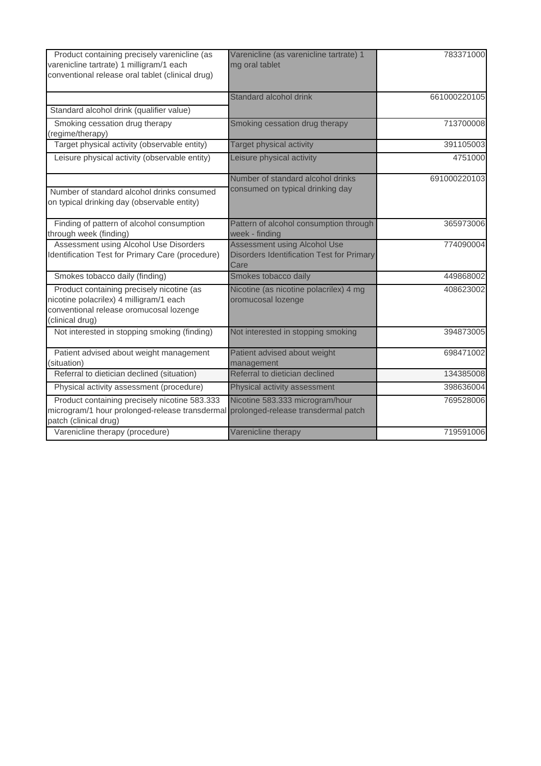| | | |
|---|---|---|
| Product containing precisely varenicline (as varenicline tartrate) 1 milligram/1 each conventional release oral tablet (clinical drug) | Varenicline (as varenicline tartrate) 1 mg oral tablet | 783371000 |
| Standard alcohol drink (qualifier value) | Standard alcohol drink | 661000220105 |
| Smoking cessation drug therapy (regime/therapy) | Smoking cessation drug therapy | 713700008 |
| Target physical activity (observable entity) | Target physical activity | 391105003 |
| Leisure physical activity (observable entity) | Leisure physical activity | 4751000 |
| Number of standard alcohol drinks consumed on typical drinking day (observable entity) | Number of standard alcohol drinks consumed on typical drinking day | 691000220103 |
| Finding of pattern of alcohol consumption through week (finding) | Pattern of alcohol consumption through week - finding | 365973006 |
| Assessment using Alcohol Use Disorders Identification Test for Primary Care (procedure) | Assessment using Alcohol Use Disorders Identification Test for Primary Care | 774090004 |
| Smokes tobacco daily (finding) | Smokes tobacco daily | 449868002 |
| Product containing precisely nicotine (as nicotine polacrilex) 4 milligram/1 each conventional release oromucosal lozenge (clinical drug) | Nicotine (as nicotine polacrilex) 4 mg oromucosal lozenge | 408623002 |
| Not interested in stopping smoking (finding) | Not interested in stopping smoking | 394873005 |
| Patient advised about weight management (situation) | Patient advised about weight management | 698471002 |
| Referral to dietician declined (situation) | Referral to dietician declined | 134385008 |
| Physical activity assessment (procedure) | Physical activity assessment | 398636004 |
| Product containing precisely nicotine 583.333 microgram/1 hour prolonged-release transdermal patch (clinical drug) | Nicotine 583.333 microgram/hour prolonged-release transdermal patch | 769528006 |
| Varenicline therapy (procedure) | Varenicline therapy | 719591006 |